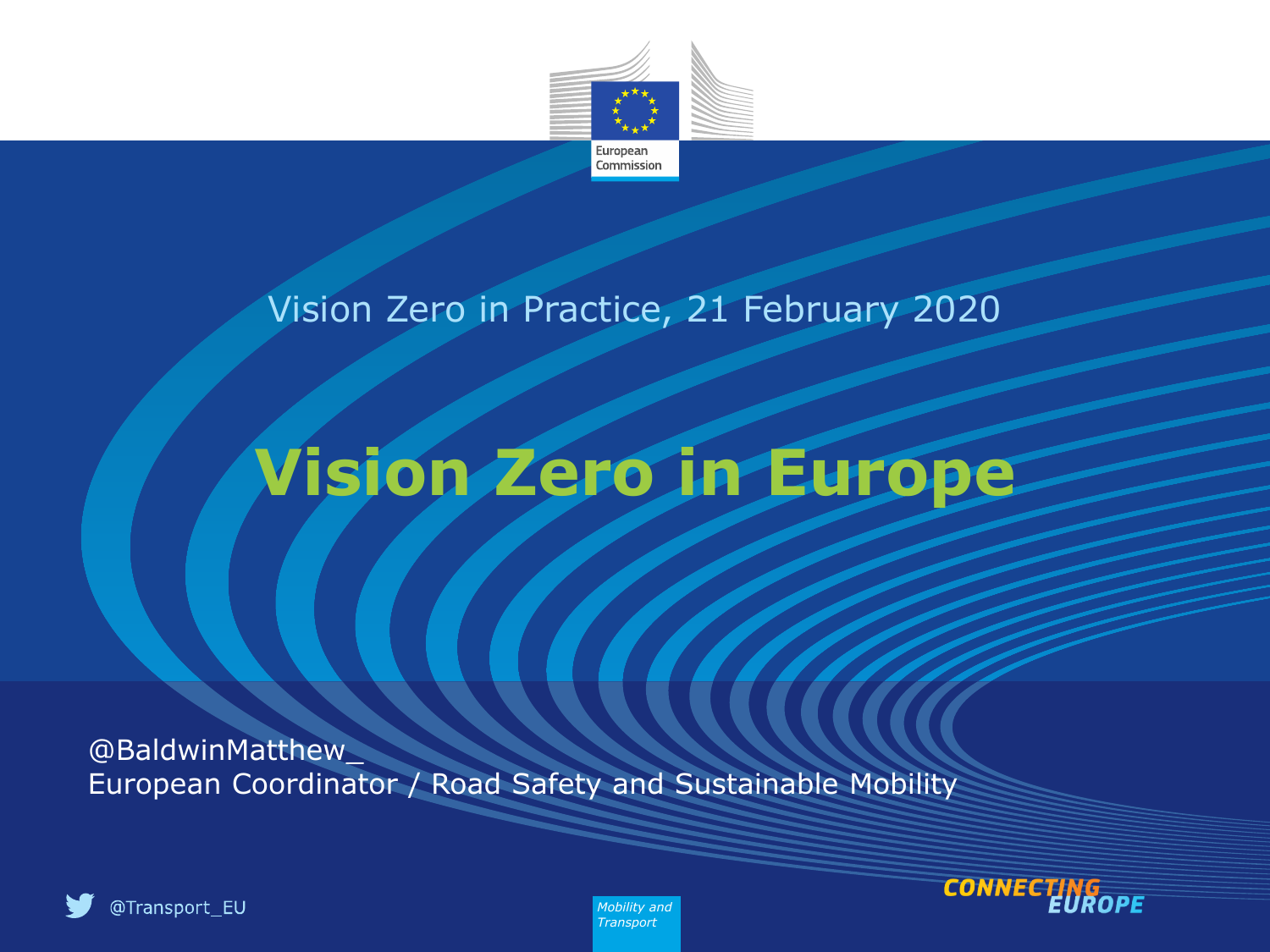European Commission

Vision Zero in Practice, 21 February 2020

# Vision Zero in Europe

@BaldwinMatthew_
European Coordinator / Road Safety and Sustainable Mobility

@Transport_EU

*Mobility and Transport*

CONNECTING EUROPE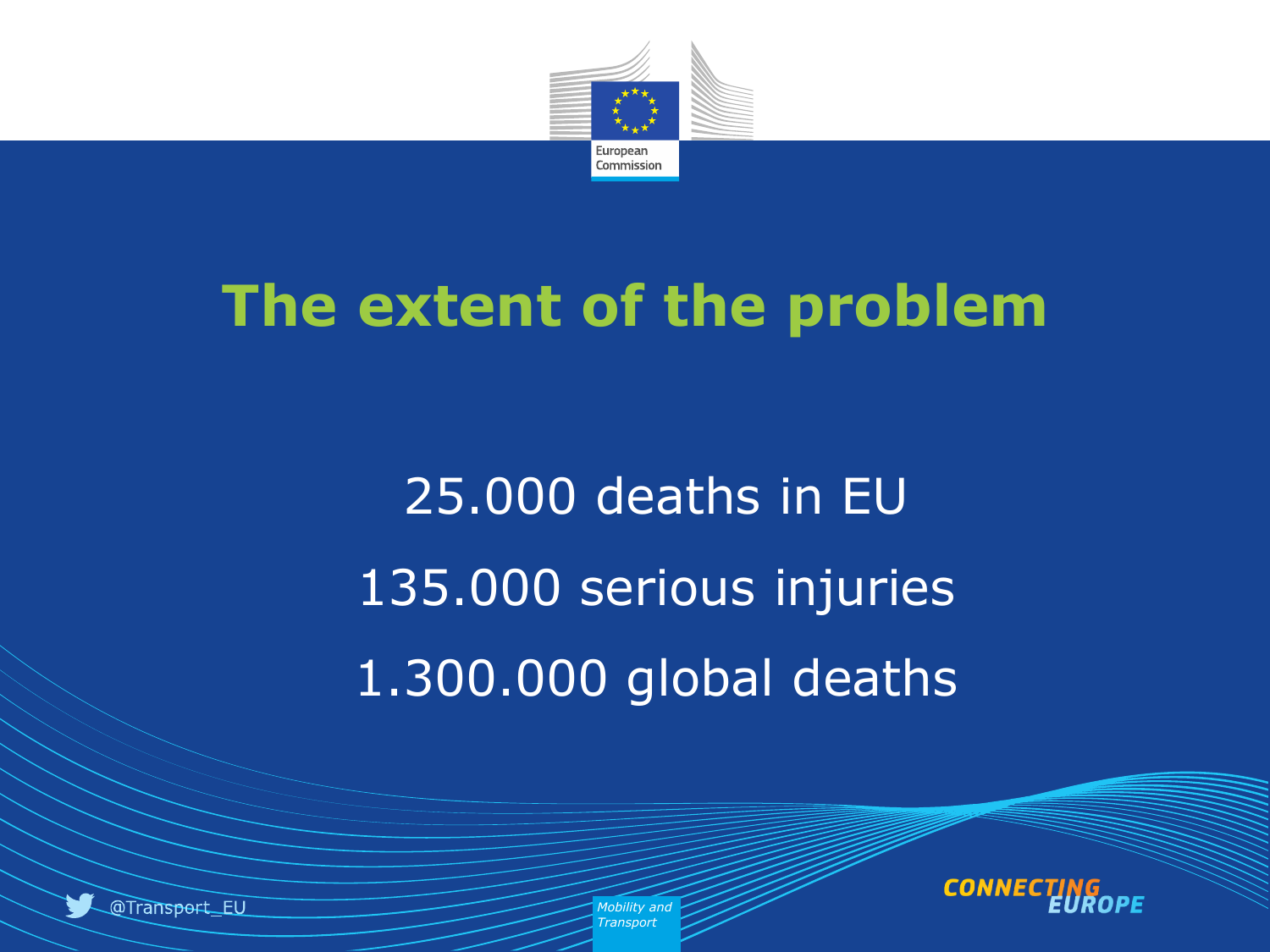# The extent of the problem

25.000 deaths in EU

135.000 serious injuries

1.300.000 global deaths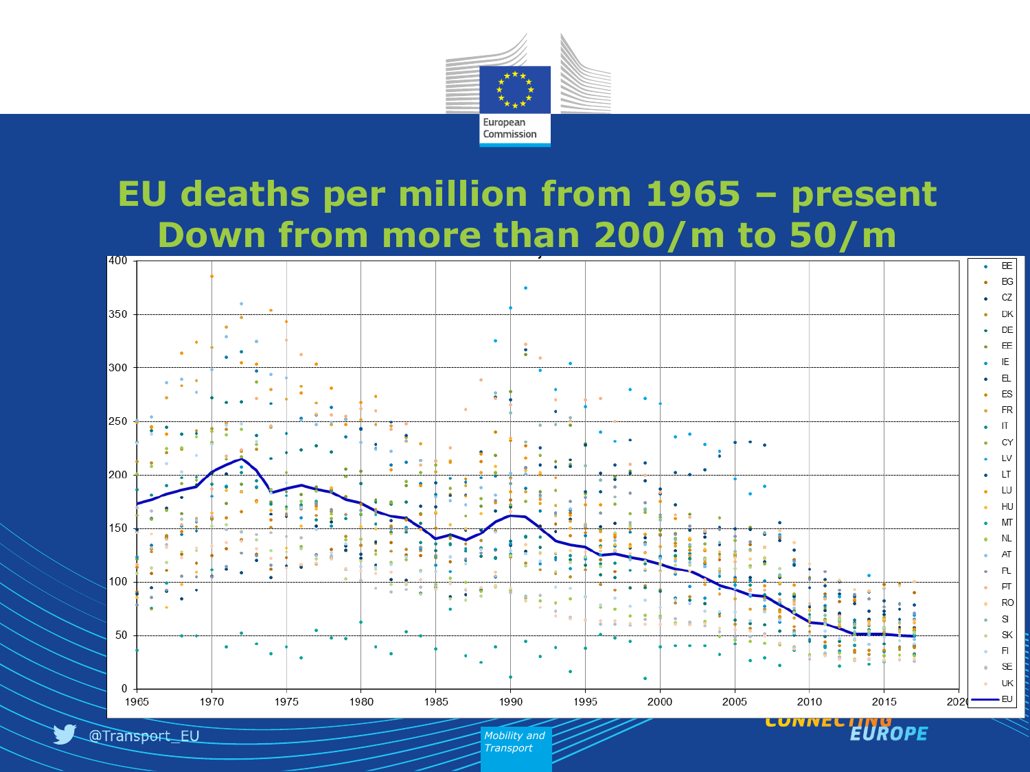# EU deaths per million from 1965 – present
# Down from more than 200/m to 50/m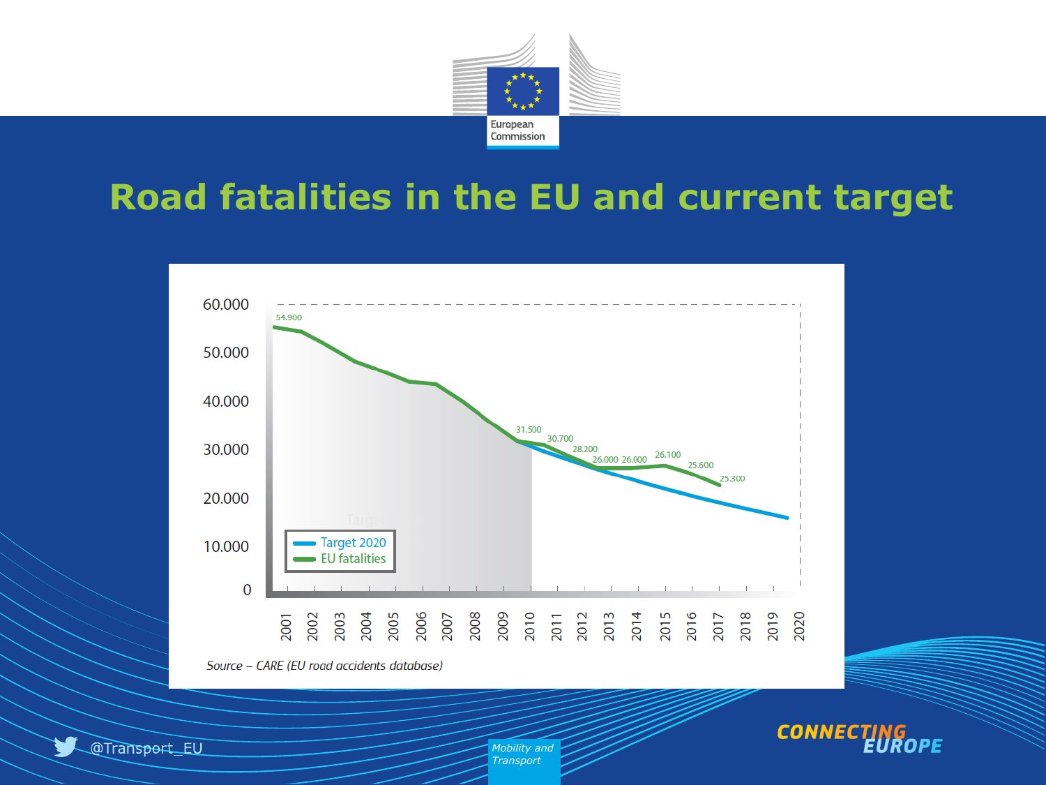# Road fatalities in the EU and current target

Source – CARE (EU road accidents database)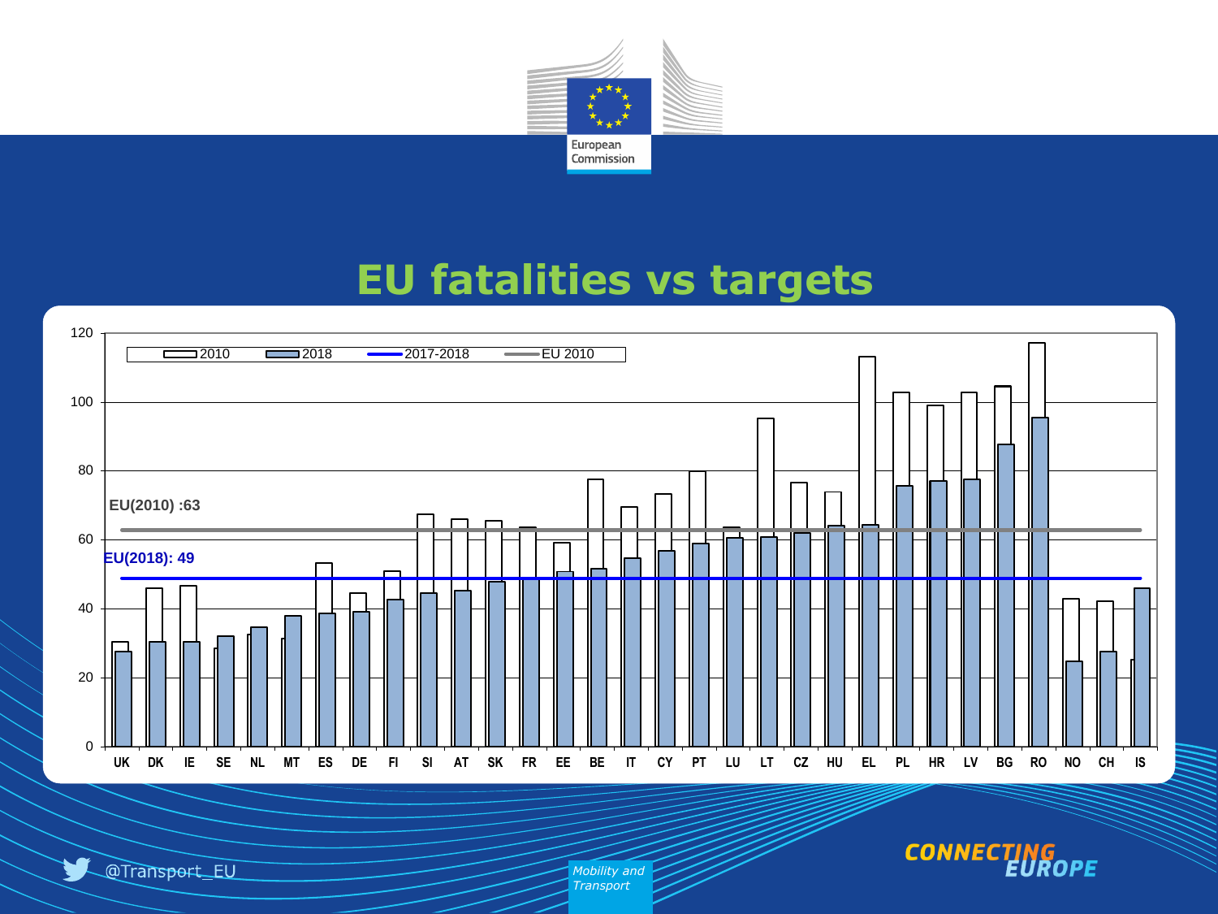# EU fatalities vs targets

2010 | 2018 | 2017-2018 | EU 2010

EU(2010) :63

EU(2018): 49

UK DK IE SE NL MT ES DE FI SI AT SK FR EE BE IT CY PT LU LT CZ HU EL PL HR LV BG RO NO CH IS

@Transport_EU

*Mobility and Transport*

CONNECTING EUROPE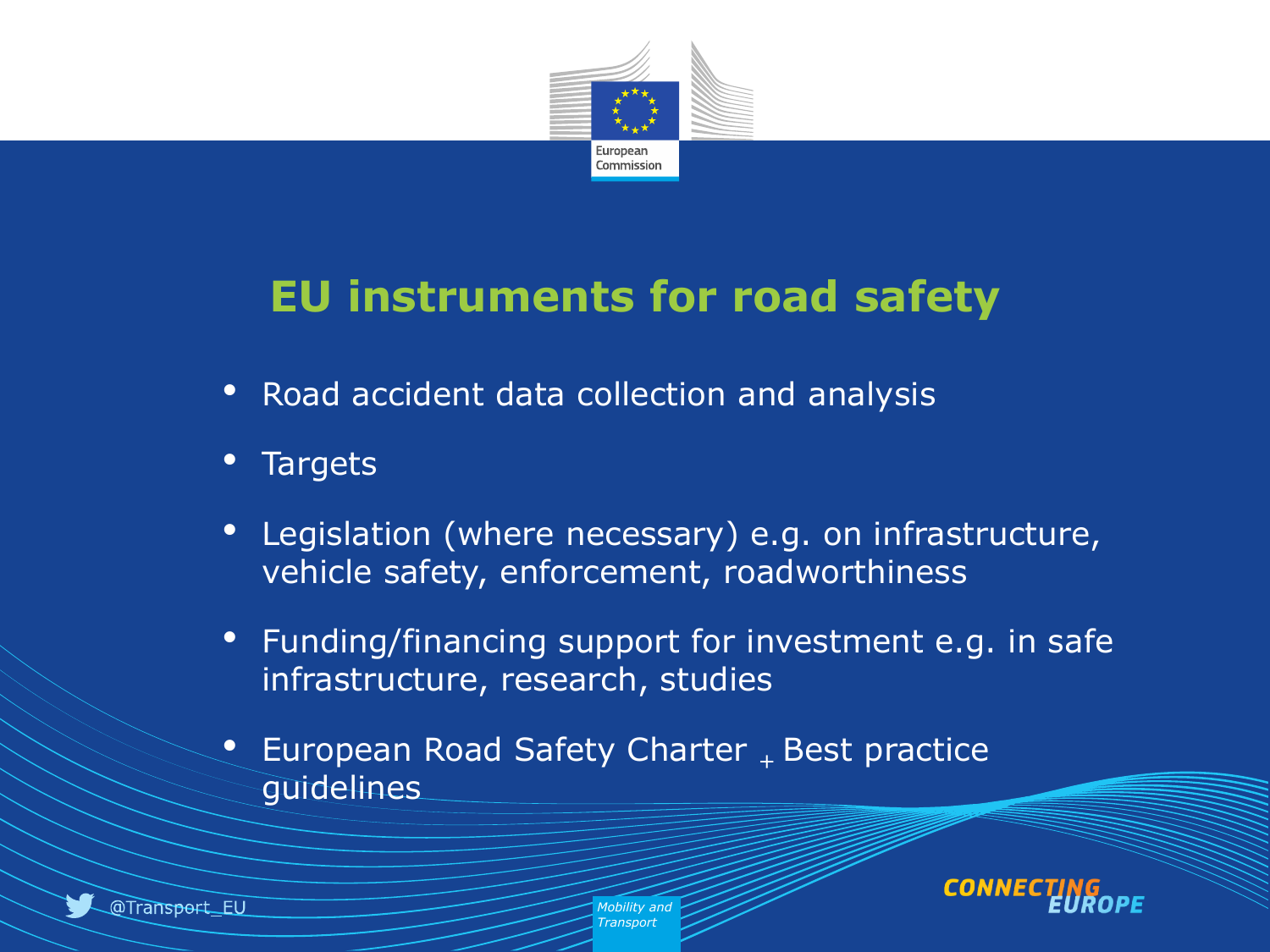# EU instruments for road safety

- Road accident data collection and analysis
- Targets
- Legislation (where necessary) e.g. on infrastructure, vehicle safety, enforcement, roadworthiness
- Funding/financing support for investment e.g. in safe infrastructure, research, studies
- European Road Safety Charter + Best practice guidelines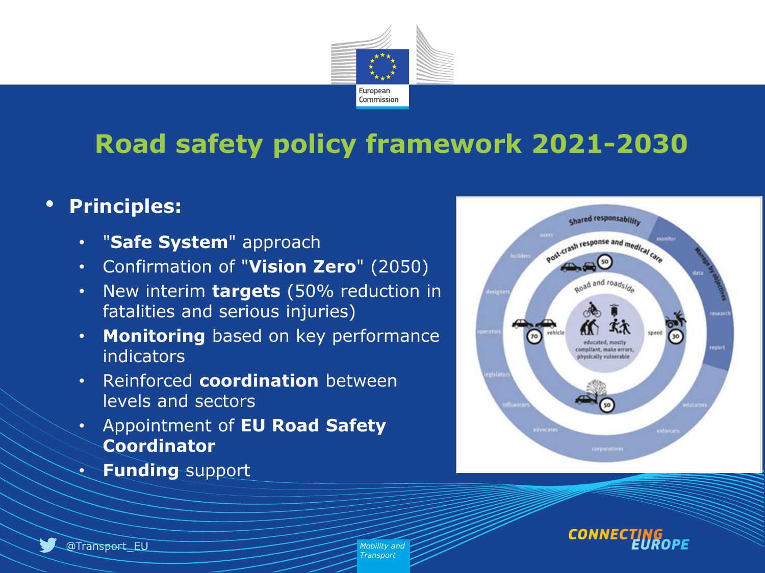# Road safety policy framework 2021-2030

- **Principles:**
  - "**Safe System**" approach
  - Confirmation of "**Vision Zero**" (2050)
  - New interim **targets** (50% reduction in fatalities and serious injuries)
  - **Monitoring** based on key performance indicators
  - Reinforced **coordination** between levels and sectors
  - Appointment of **EU Road Safety Coordinator**
  - **Funding** support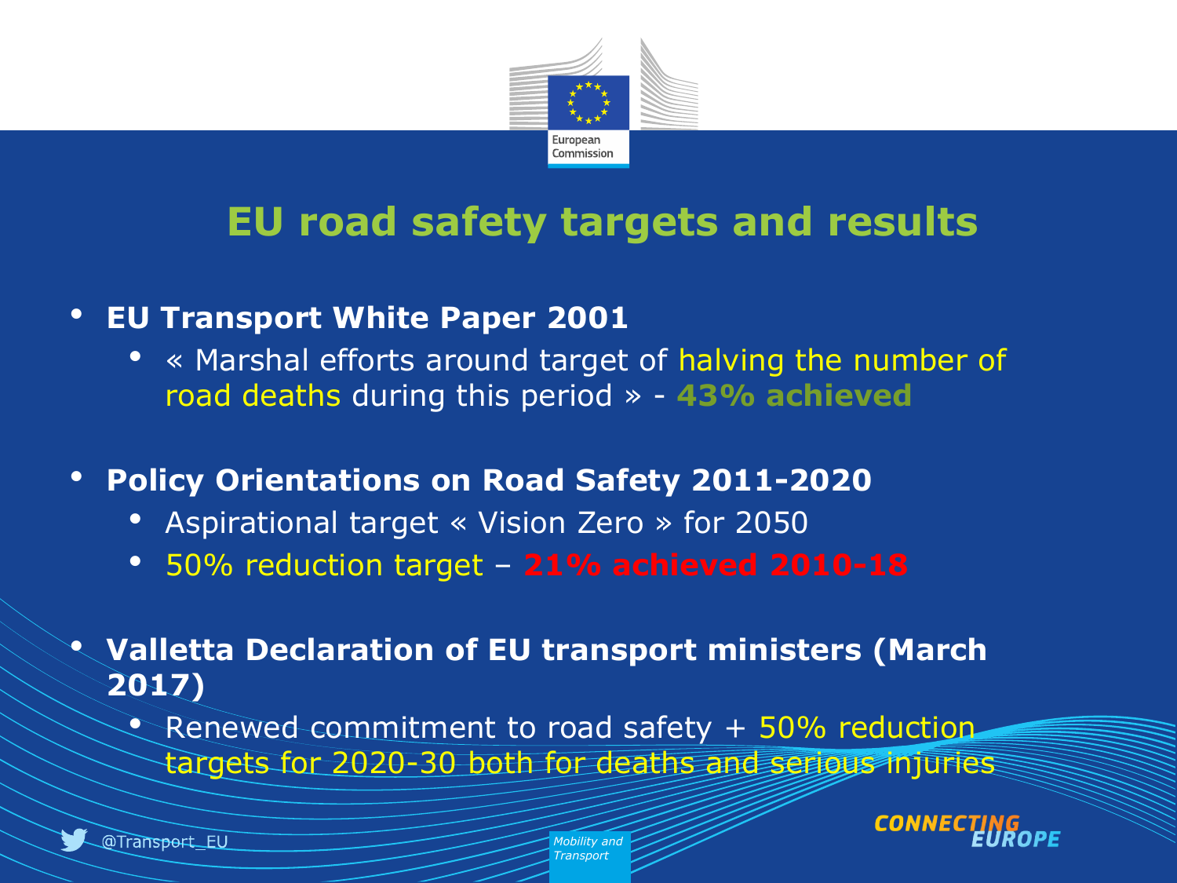# EU road safety targets and results

- **EU Transport White Paper 2001**
  - « Marshal efforts around target of halving the number of road deaths during this period » - **43% achieved**
- **Policy Orientations on Road Safety 2011-2020**
  - Aspirational target « Vision Zero » for 2050
  - 50% reduction target – **21% achieved 2010-18**
- **Valletta Declaration of EU transport ministers (March 2017)**
  - Renewed commitment to road safety + 50% reduction targets for 2020-30 both for deaths and serious injuries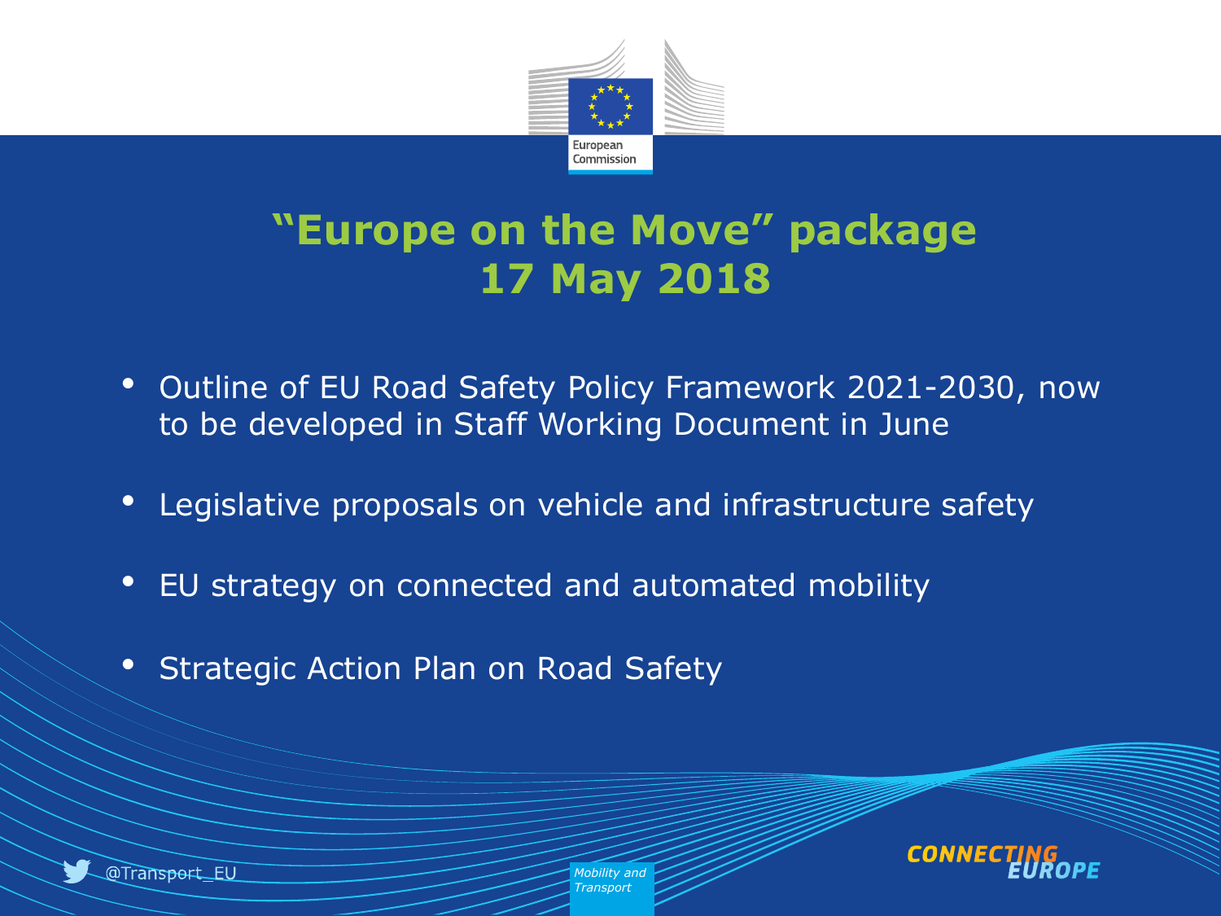# "Europe on the Move" package 17 May 2018

- Outline of EU Road Safety Policy Framework 2021-2030, now to be developed in Staff Working Document in June
- Legislative proposals on vehicle and infrastructure safety
- EU strategy on connected and automated mobility
- Strategic Action Plan on Road Safety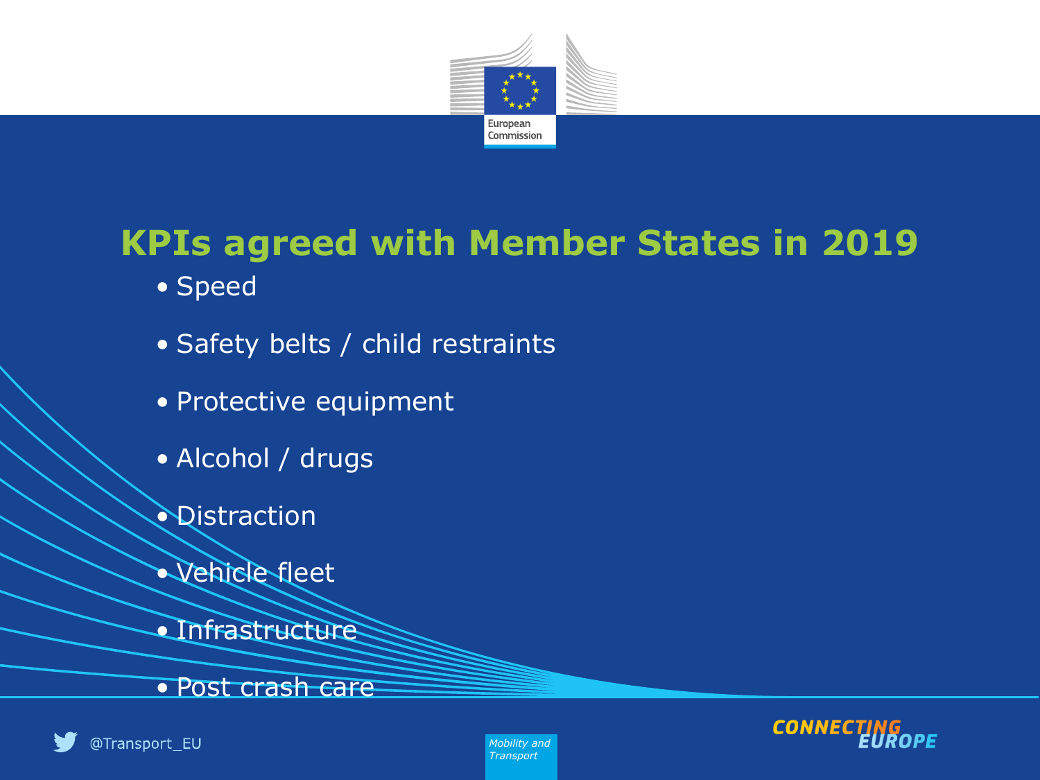# KPIs agreed with Member States in 2019

- Speed
- Safety belts / child restraints
- Protective equipment
- Alcohol / drugs
- Distraction
- Vehicle fleet
- Infrastructure
- Post crash care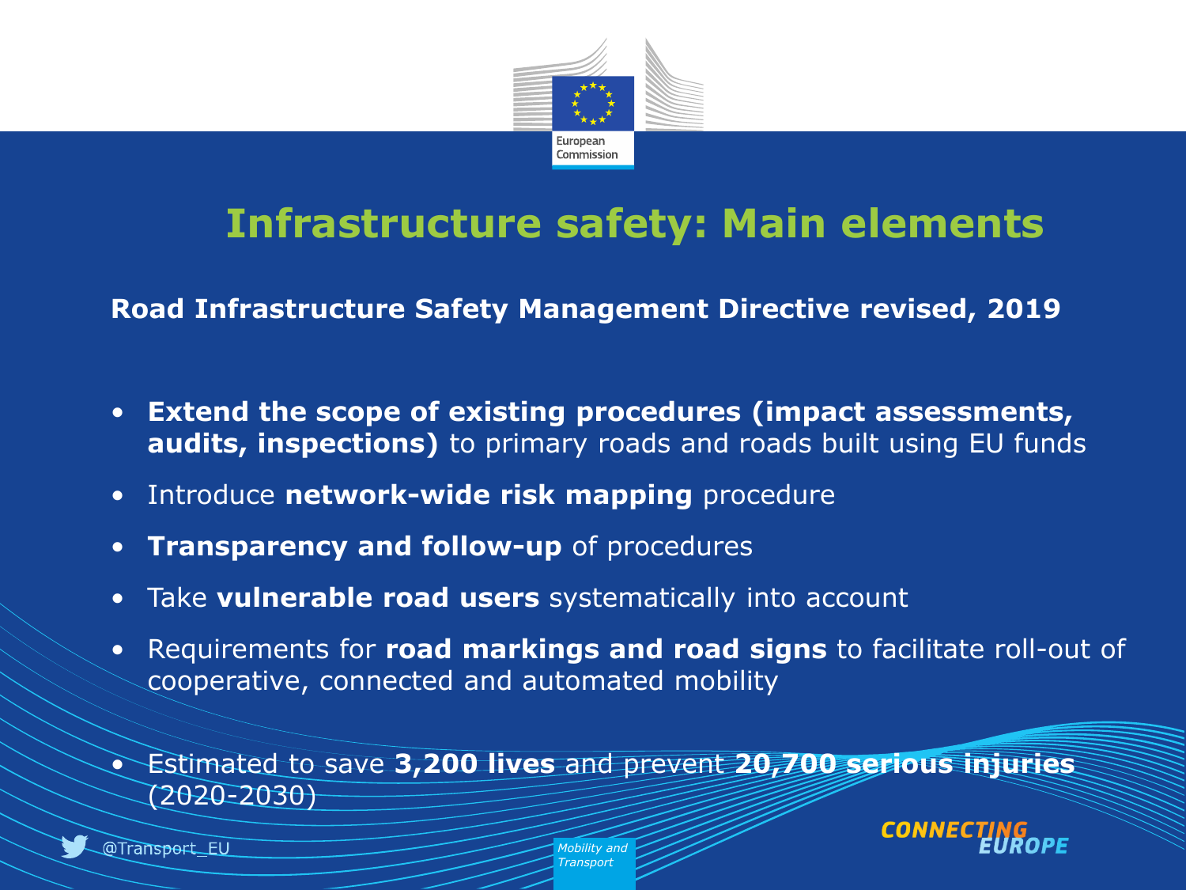# Infrastructure safety: Main elements

**Road Infrastructure Safety Management Directive revised, 2019**

- **Extend the scope of existing procedures (impact assessments, audits, inspections)** to primary roads and roads built using EU funds
- Introduce **network-wide risk mapping** procedure
- **Transparency and follow-up** of procedures
- Take **vulnerable road users** systematically into account
- Requirements for **road markings and road signs** to facilitate roll-out of cooperative, connected and automated mobility
- Estimated to save **3,200 lives** and prevent **20,700 serious injuries** (2020-2030)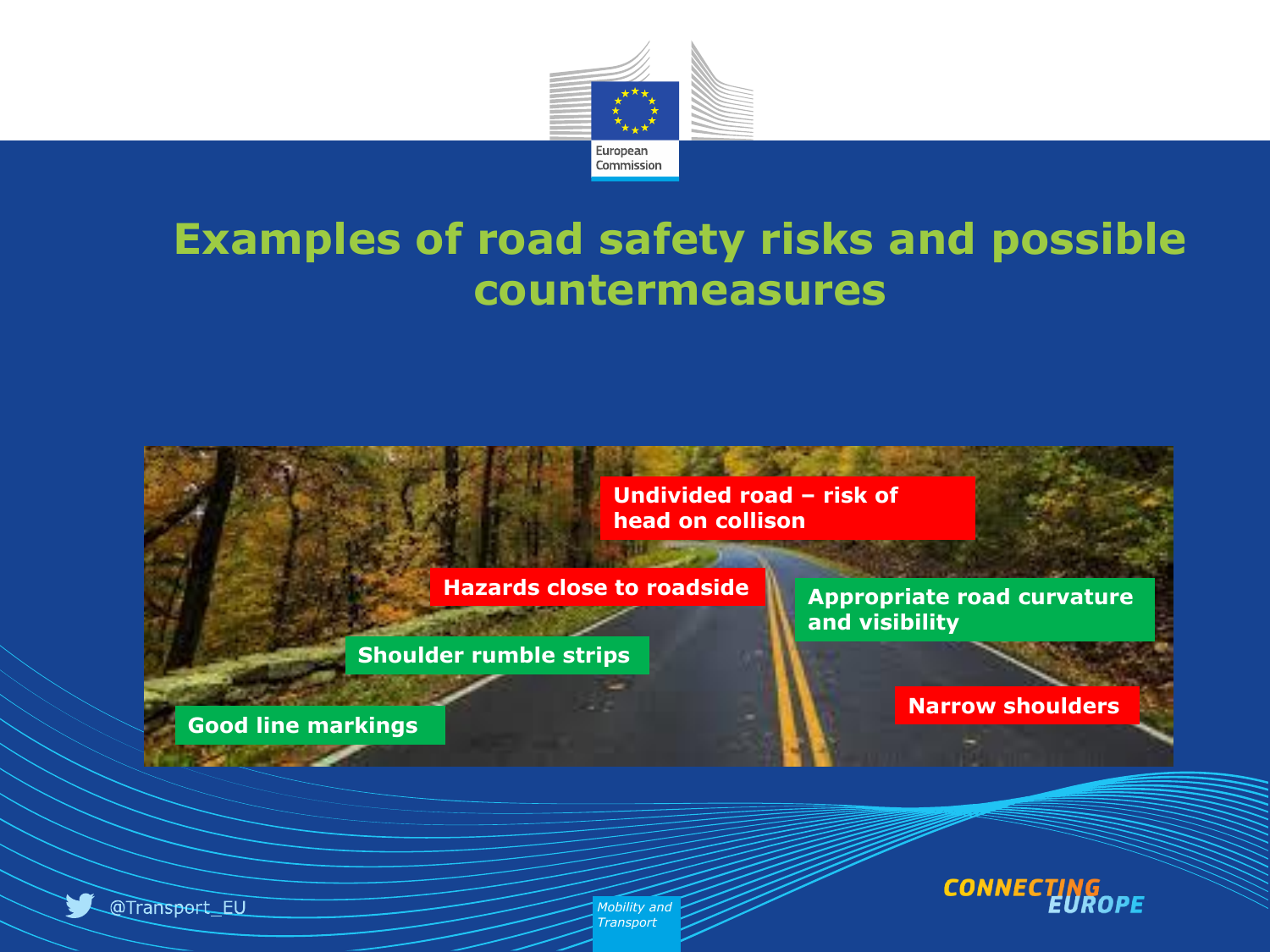# Examples of road safety risks and possible countermeasures

Undivided road – risk of head on collison

Hazards close to roadside

Appropriate road curvature and visibility

Shoulder rumble strips

Narrow shoulders

Good line markings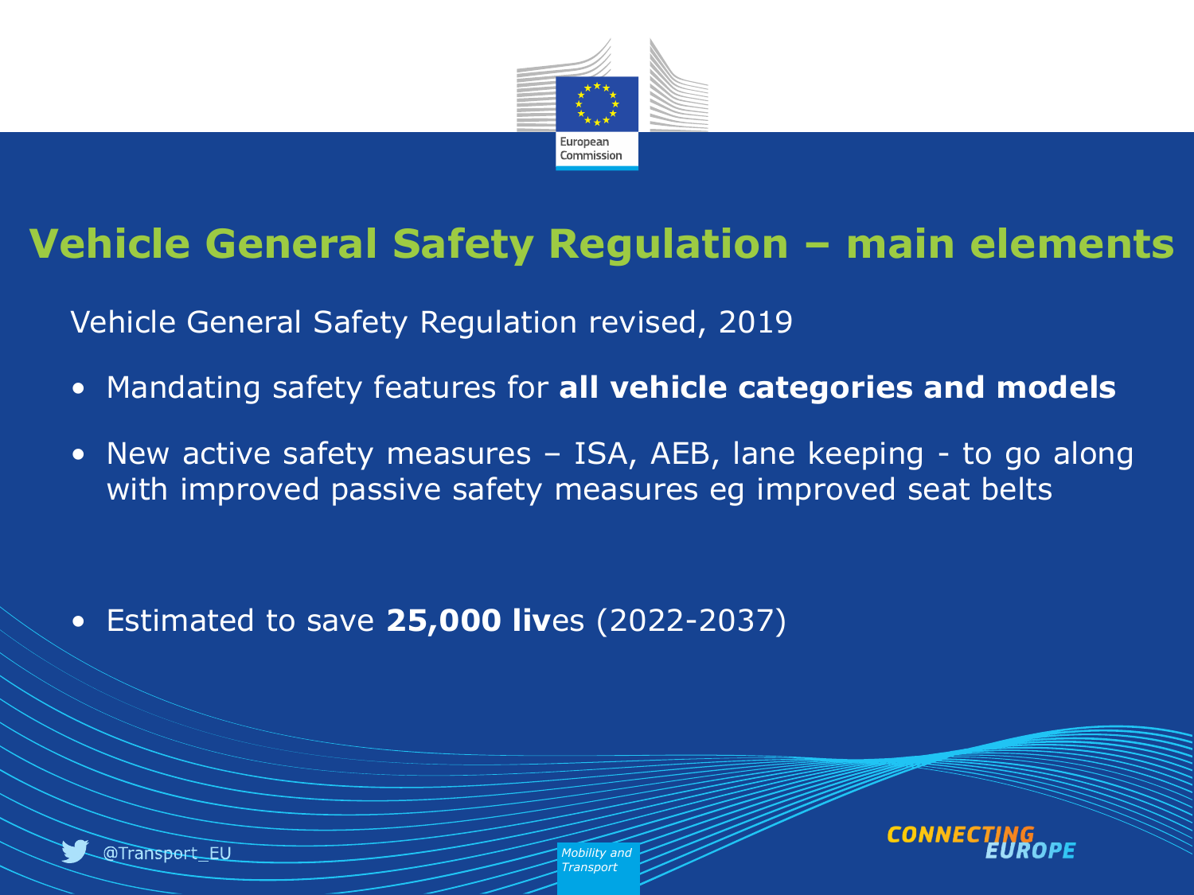# Vehicle General Safety Regulation – main elements

Vehicle General Safety Regulation revised, 2019

- Mandating safety features for **all vehicle categories and models**
- New active safety measures – ISA, AEB, lane keeping - to go along with improved passive safety measures eg improved seat belts
- Estimated to save **25,000 liv**es (2022-2037)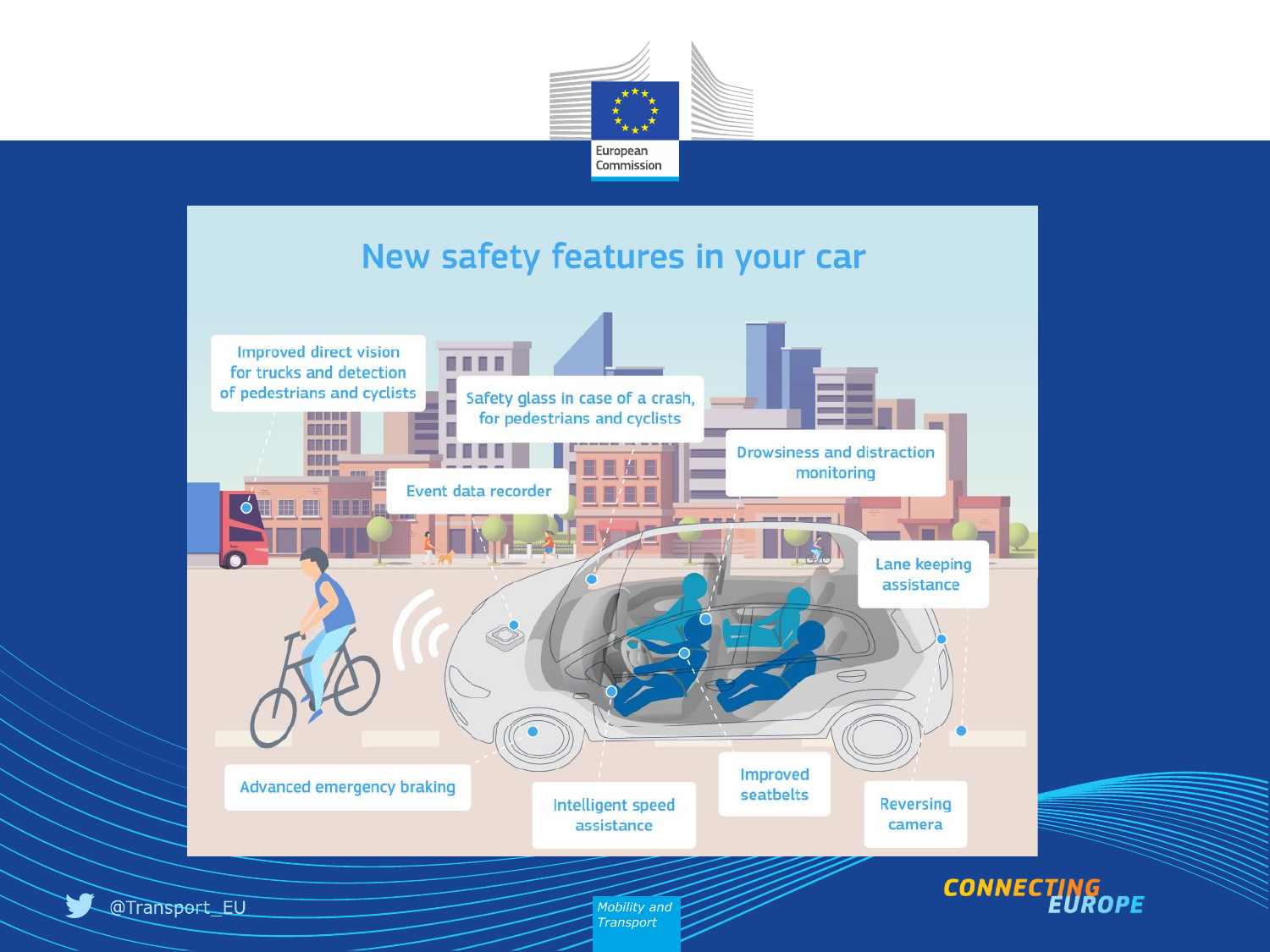# New safety features in your car

- Improved direct vision for trucks and detection of pedestrians and cyclists
- Safety glass in case of a crash, for pedestrians and cyclists
- Drowsiness and distraction monitoring
- Event data recorder
- Lane keeping assistance
- Advanced emergency braking
- Intelligent speed assistance
- Improved seatbelts
- Reversing camera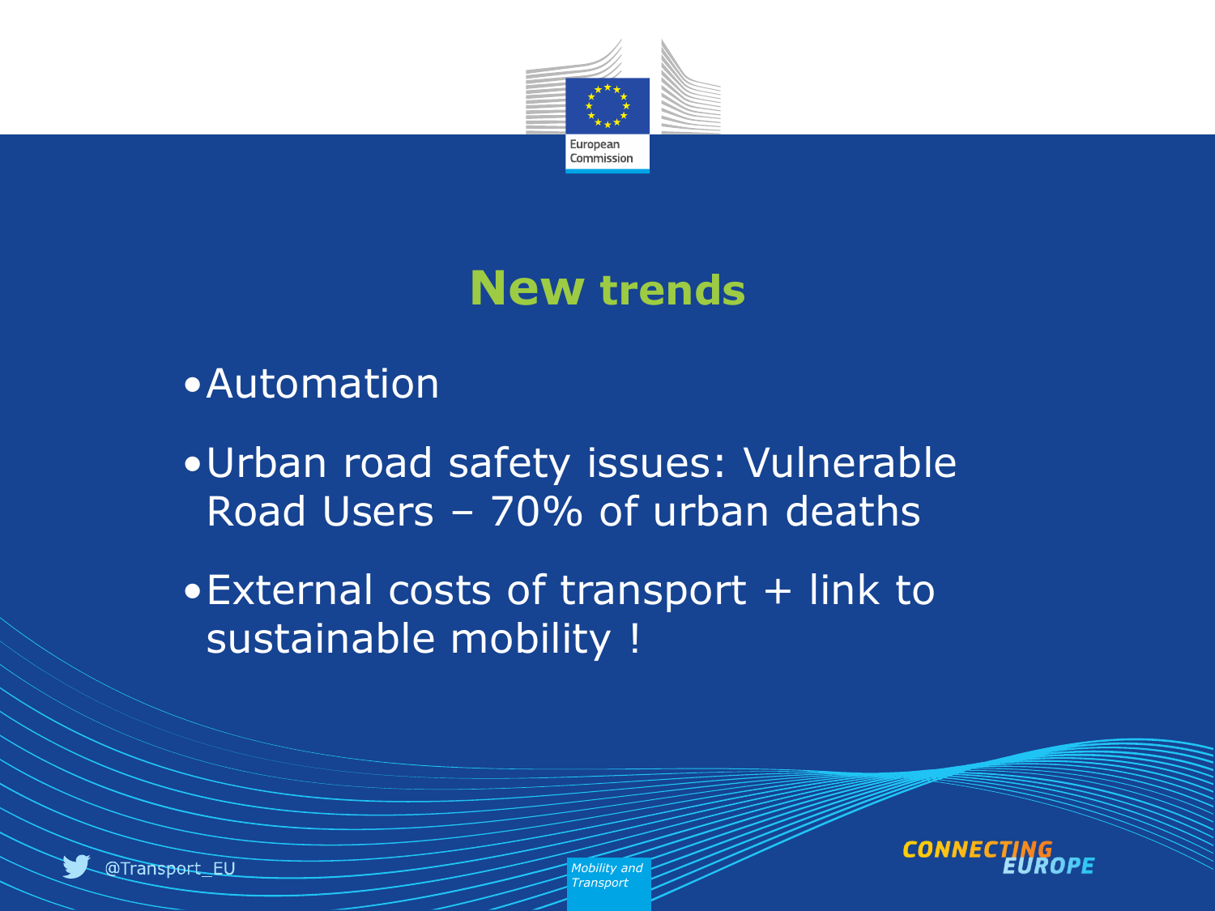# New trends

- Automation
- Urban road safety issues: Vulnerable Road Users – 70% of urban deaths
- External costs of transport + link to sustainable mobility !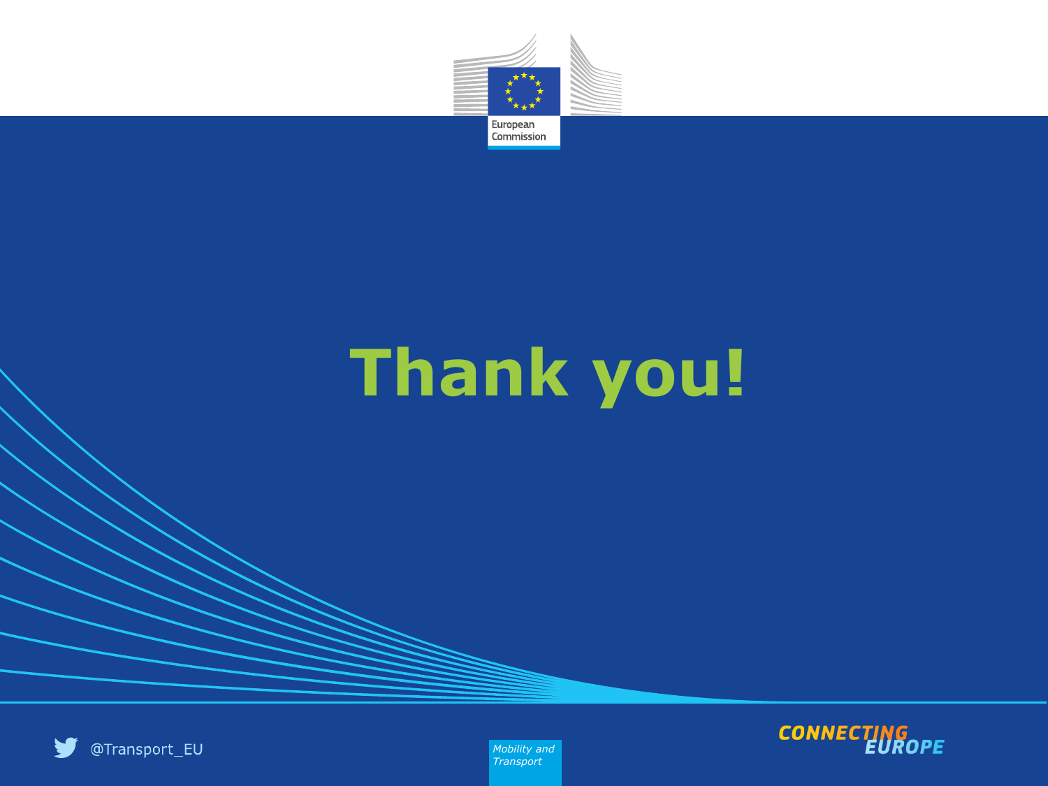European Commission

# Thank you!

@Transport_EU

*Mobility and Transport*

CONNECTING EUROPE